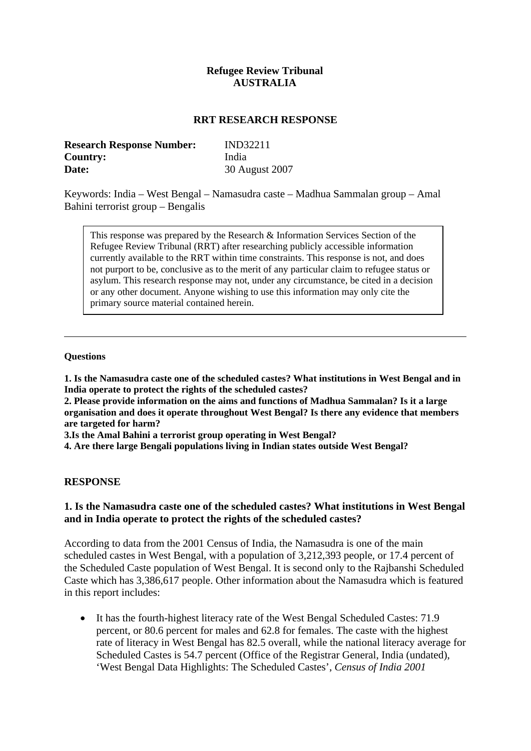**Refugee Review Tribunal**
**AUSTRALIA**

**RRT RESEARCH RESPONSE**

| | |
|---|---|
| **Research Response Number:** | IND32211 |
| **Country:** | India |
| **Date:** | 30 August 2007 |

Keywords: India – West Bengal – Namasudra caste – Madhua Sammalan group – Amal Bahini terrorist group – Bengalis

> This response was prepared by the Research & Information Services Section of the Refugee Review Tribunal (RRT) after researching publicly accessible information currently available to the RRT within time constraints. This response is not, and does not purport to be, conclusive as to the merit of any particular claim to refugee status or asylum. This research response may not, under any circumstance, be cited in a decision or any other document. Anyone wishing to use this information may only cite the primary source material contained herein.

---

**Questions**

**1. Is the Namasudra caste one of the scheduled castes? What institutions in West Bengal and in India operate to protect the rights of the scheduled castes?**
**2. Please provide information on the aims and functions of Madhua Sammalan? Is it a large organisation and does it operate throughout West Bengal? Is there any evidence that members are targeted for harm?**
**3.Is the Amal Bahini a terrorist group operating in West Bengal?**
**4. Are there large Bengali populations living in Indian states outside West Bengal?**

## RESPONSE

### 1. Is the Namasudra caste one of the scheduled castes? What institutions in West Bengal and in India operate to protect the rights of the scheduled castes?

According to data from the 2001 Census of India, the Namasudra is one of the main scheduled castes in West Bengal, with a population of 3,212,393 people, or 17.4 percent of the Scheduled Caste population of West Bengal. It is second only to the Rajbanshi Scheduled Caste which has 3,386,617 people. Other information about the Namasudra which is featured in this report includes:

- It has the fourth-highest literacy rate of the West Bengal Scheduled Castes: 71.9 percent, or 80.6 percent for males and 62.8 for females. The caste with the highest rate of literacy in West Bengal has 82.5 overall, while the national literacy average for Scheduled Castes is 54.7 percent (Office of the Registrar General, India (undated), 'West Bengal Data Highlights: The Scheduled Castes', *Census of India 2001*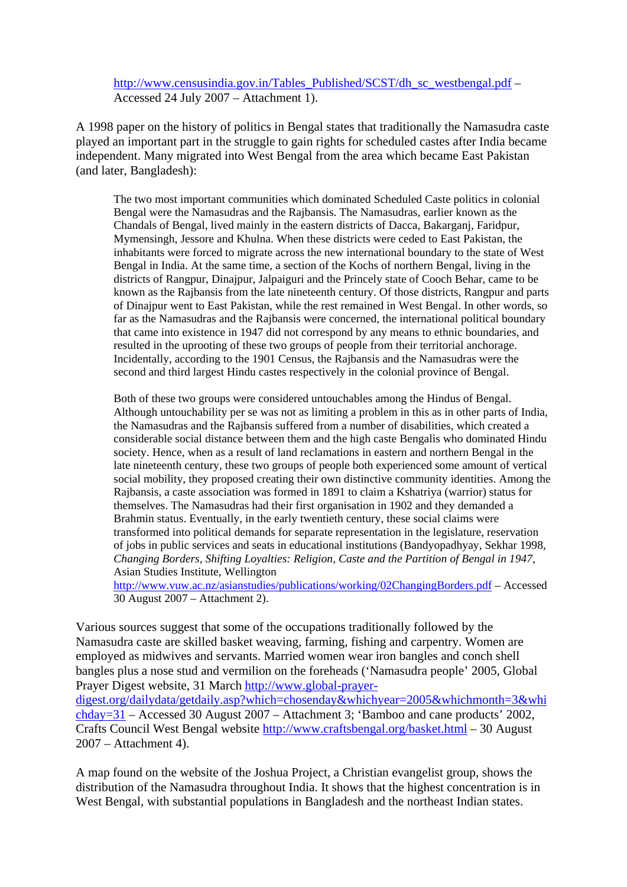http://www.censusindia.gov.in/Tables_Published/SCST/dh_sc_westbengal.pdf – Accessed 24 July 2007 – Attachment 1).

A 1998 paper on the history of politics in Bengal states that traditionally the Namasudra caste played an important part in the struggle to gain rights for scheduled castes after India became independent. Many migrated into West Bengal from the area which became East Pakistan (and later, Bangladesh):

> The two most important communities which dominated Scheduled Caste politics in colonial Bengal were the Namasudras and the Rajbansis. The Namasudras, earlier known as the Chandals of Bengal, lived mainly in the eastern districts of Dacca, Bakarganj, Faridpur, Mymensingh, Jessore and Khulna. When these districts were ceded to East Pakistan, the inhabitants were forced to migrate across the new international boundary to the state of West Bengal in India. At the same time, a section of the Kochs of northern Bengal, living in the districts of Rangpur, Dinajpur, Jalpaiguri and the Princely state of Cooch Behar, came to be known as the Rajbansis from the late nineteenth century. Of those districts, Rangpur and parts of Dinajpur went to East Pakistan, while the rest remained in West Bengal. In other words, so far as the Namasudras and the Rajbansis were concerned, the international political boundary that came into existence in 1947 did not correspond by any means to ethnic boundaries, and resulted in the uprooting of these two groups of people from their territorial anchorage. Incidentally, according to the 1901 Census, the Rajbansis and the Namasudras were the second and third largest Hindu castes respectively in the colonial province of Bengal.
>
> Both of these two groups were considered untouchables among the Hindus of Bengal. Although untouchability per se was not as limiting a problem in this as in other parts of India, the Namasudras and the Rajbansis suffered from a number of disabilities, which created a considerable social distance between them and the high caste Bengalis who dominated Hindu society. Hence, when as a result of land reclamations in eastern and northern Bengal in the late nineteenth century, these two groups of people both experienced some amount of vertical social mobility, they proposed creating their own distinctive community identities. Among the Rajbansis, a caste association was formed in 1891 to claim a Kshatriya (warrior) status for themselves. The Namasudras had their first organisation in 1902 and they demanded a Brahmin status. Eventually, in the early twentieth century, these social claims were transformed into political demands for separate representation in the legislature, reservation of jobs in public services and seats in educational institutions (Bandyopadhyay, Sekhar 1998, *Changing Borders, Shifting Loyalties: Religion, Caste and the Partition of Bengal in 1947*, Asian Studies Institute, Wellington http://www.vuw.ac.nz/asianstudies/publications/working/02ChangingBorders.pdf – Accessed 30 August 2007 – Attachment 2).

Various sources suggest that some of the occupations traditionally followed by the Namasudra caste are skilled basket weaving, farming, fishing and carpentry. Women are employed as midwives and servants. Married women wear iron bangles and conch shell bangles plus a nose stud and vermilion on the foreheads ('Namasudra people' 2005, Global Prayer Digest website, 31 March http://www.global-prayer-digest.org/dailydata/getdaily.asp?which=chosenday&whichyear=2005&whichmonth=3&whichday=31 – Accessed 30 August 2007 – Attachment 3; 'Bamboo and cane products' 2002, Crafts Council West Bengal website http://www.craftsbengal.org/basket.html – 30 August 2007 – Attachment 4).

A map found on the website of the Joshua Project, a Christian evangelist group, shows the distribution of the Namasudra throughout India. It shows that the highest concentration is in West Bengal, with substantial populations in Bangladesh and the northeast Indian states.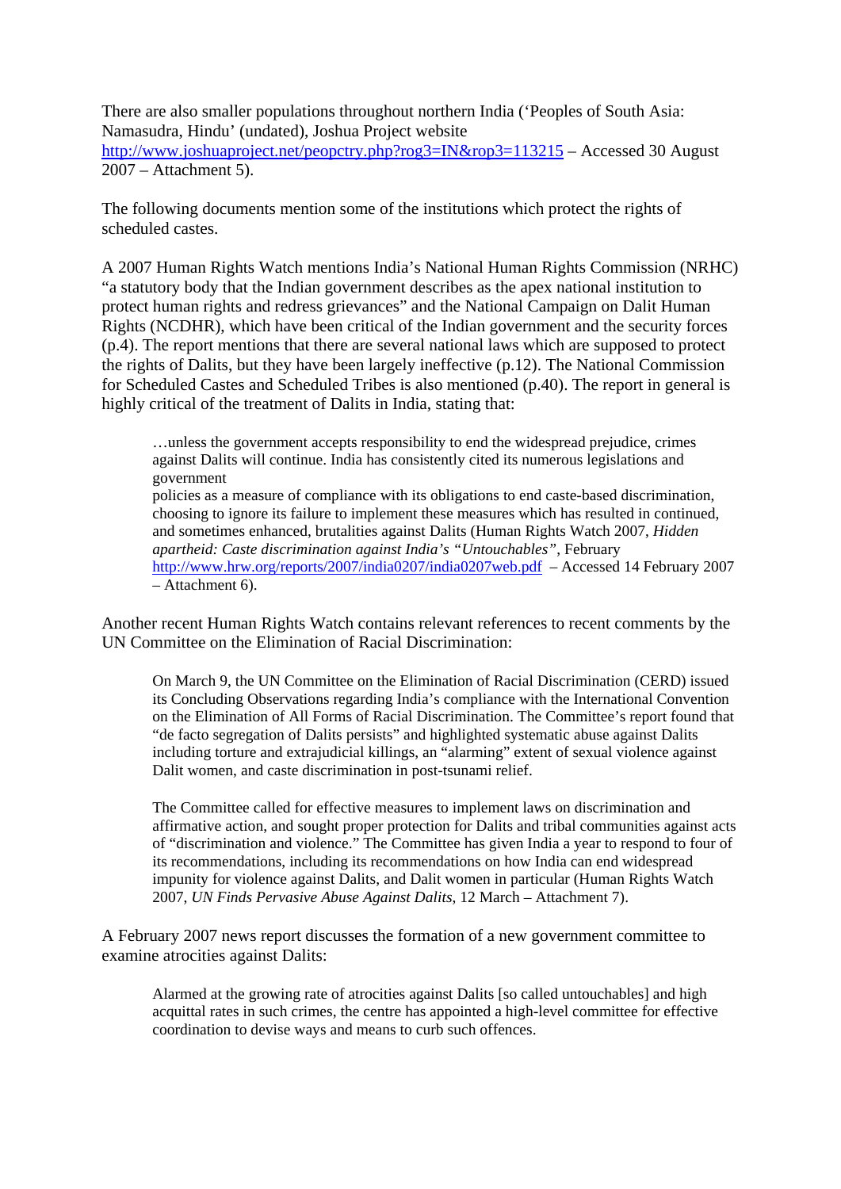There are also smaller populations throughout northern India ('Peoples of South Asia: Namasudra, Hindu' (undated), Joshua Project website http://www.joshuaproject.net/peopctry.php?rog3=IN&rop3=113215 – Accessed 30 August 2007 – Attachment 5).

The following documents mention some of the institutions which protect the rights of scheduled castes.

A 2007 Human Rights Watch mentions India's National Human Rights Commission (NRHC) "a statutory body that the Indian government describes as the apex national institution to protect human rights and redress grievances" and the National Campaign on Dalit Human Rights (NCDHR), which have been critical of the Indian government and the security forces (p.4). The report mentions that there are several national laws which are supposed to protect the rights of Dalits, but they have been largely ineffective (p.12). The National Commission for Scheduled Castes and Scheduled Tribes is also mentioned (p.40). The report in general is highly critical of the treatment of Dalits in India, stating that:

> …unless the government accepts responsibility to end the widespread prejudice, crimes against Dalits will continue. India has consistently cited its numerous legislations and government
> policies as a measure of compliance with its obligations to end caste-based discrimination, choosing to ignore its failure to implement these measures which has resulted in continued, and sometimes enhanced, brutalities against Dalits (Human Rights Watch 2007, *Hidden apartheid: Caste discrimination against India's "Untouchables"*, February http://www.hrw.org/reports/2007/india0207/india0207web.pdf – Accessed 14 February 2007 – Attachment 6).

Another recent Human Rights Watch contains relevant references to recent comments by the UN Committee on the Elimination of Racial Discrimination:

> On March 9, the UN Committee on the Elimination of Racial Discrimination (CERD) issued its Concluding Observations regarding India's compliance with the International Convention on the Elimination of All Forms of Racial Discrimination. The Committee's report found that "de facto segregation of Dalits persists" and highlighted systematic abuse against Dalits including torture and extrajudicial killings, an "alarming" extent of sexual violence against Dalit women, and caste discrimination in post-tsunami relief.
>
> The Committee called for effective measures to implement laws on discrimination and affirmative action, and sought proper protection for Dalits and tribal communities against acts of "discrimination and violence." The Committee has given India a year to respond to four of its recommendations, including its recommendations on how India can end widespread impunity for violence against Dalits, and Dalit women in particular (Human Rights Watch 2007, *UN Finds Pervasive Abuse Against Dalits*, 12 March – Attachment 7).

A February 2007 news report discusses the formation of a new government committee to examine atrocities against Dalits:

> Alarmed at the growing rate of atrocities against Dalits [so called untouchables] and high acquittal rates in such crimes, the centre has appointed a high-level committee for effective coordination to devise ways and means to curb such offences.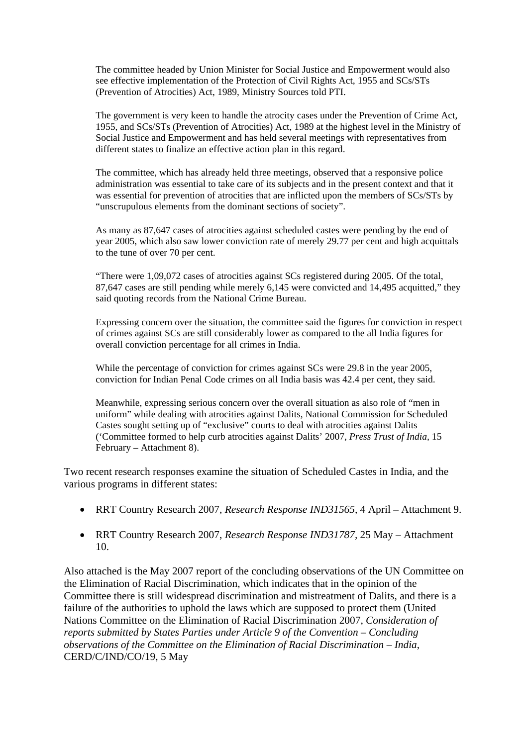> The committee headed by Union Minister for Social Justice and Empowerment would also see effective implementation of the Protection of Civil Rights Act, 1955 and SCs/STs (Prevention of Atrocities) Act, 1989, Ministry Sources told PTI.
>
> The government is very keen to handle the atrocity cases under the Prevention of Crime Act, 1955, and SCs/STs (Prevention of Atrocities) Act, 1989 at the highest level in the Ministry of Social Justice and Empowerment and has held several meetings with representatives from different states to finalize an effective action plan in this regard.
>
> The committee, which has already held three meetings, observed that a responsive police administration was essential to take care of its subjects and in the present context and that it was essential for prevention of atrocities that are inflicted upon the members of SCs/STs by "unscrupulous elements from the dominant sections of society".
>
> As many as 87,647 cases of atrocities against scheduled castes were pending by the end of year 2005, which also saw lower conviction rate of merely 29.77 per cent and high acquittals to the tune of over 70 per cent.
>
> "There were 1,09,072 cases of atrocities against SCs registered during 2005. Of the total, 87,647 cases are still pending while merely 6,145 were convicted and 14,495 acquitted," they said quoting records from the National Crime Bureau.
>
> Expressing concern over the situation, the committee said the figures for conviction in respect of crimes against SCs are still considerably lower as compared to the all India figures for overall conviction percentage for all crimes in India.
>
> While the percentage of conviction for crimes against SCs were 29.8 in the year 2005, conviction for Indian Penal Code crimes on all India basis was 42.4 per cent, they said.
>
> Meanwhile, expressing serious concern over the overall situation as also role of "men in uniform" while dealing with atrocities against Dalits, National Commission for Scheduled Castes sought setting up of "exclusive" courts to deal with atrocities against Dalits ('Committee formed to help curb atrocities against Dalits' 2007, *Press Trust of India*, 15 February – Attachment 8).

Two recent research responses examine the situation of Scheduled Castes in India, and the various programs in different states:

- RRT Country Research 2007, *Research Response IND31565*, 4 April – Attachment 9.
- RRT Country Research 2007, *Research Response IND31787*, 25 May – Attachment 10.

Also attached is the May 2007 report of the concluding observations of the UN Committee on the Elimination of Racial Discrimination, which indicates that in the opinion of the Committee there is still widespread discrimination and mistreatment of Dalits, and there is a failure of the authorities to uphold the laws which are supposed to protect them (United Nations Committee on the Elimination of Racial Discrimination 2007, *Consideration of reports submitted by States Parties under Article 9 of the Convention – Concluding observations of the Committee on the Elimination of Racial Discrimination – India*, CERD/C/IND/CO/19, 5 May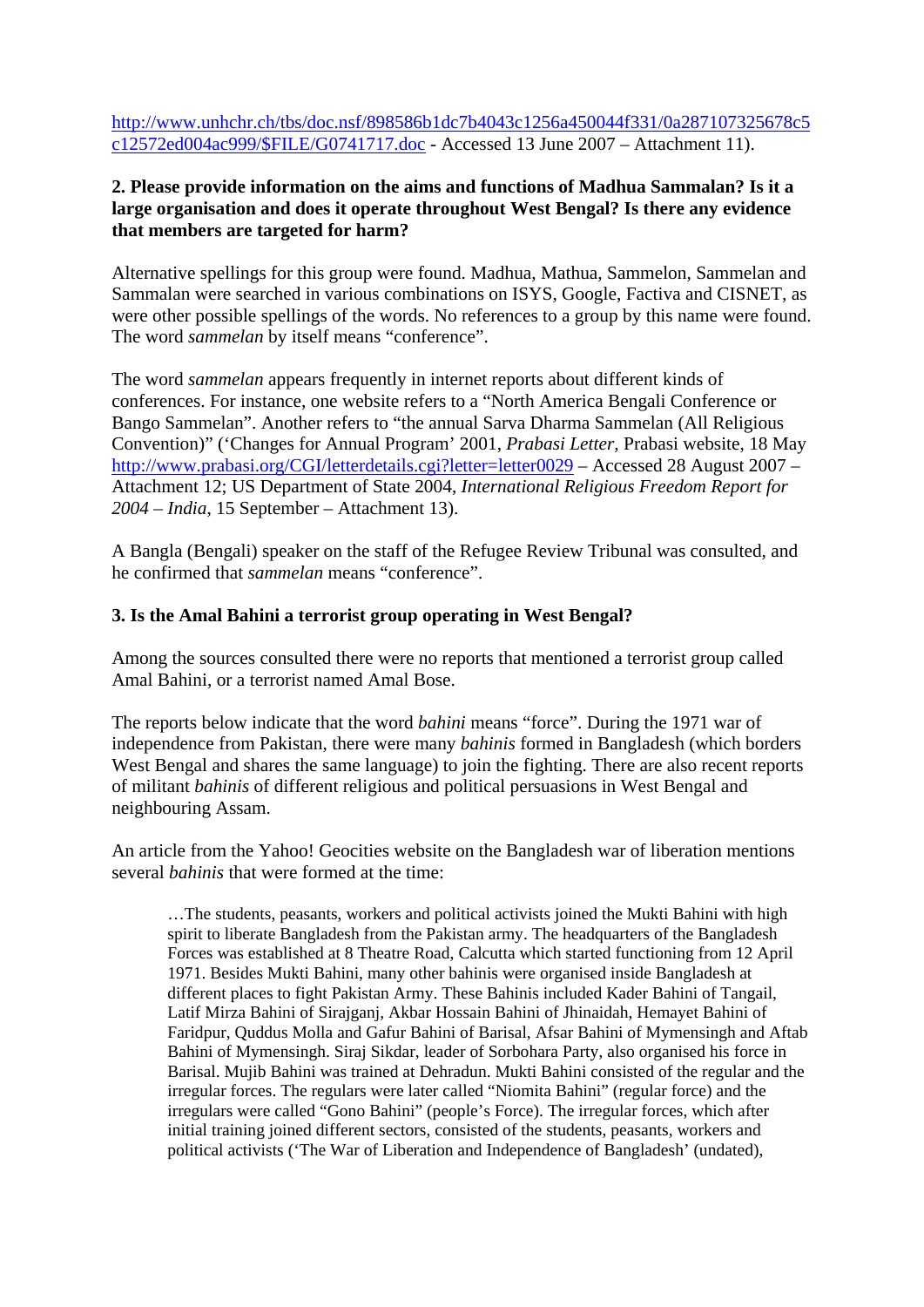http://www.unhchr.ch/tbs/doc.nsf/898586b1dc7b4043c1256a450044f331/0a287107325678c5c12572ed004ac999/$FILE/G0741717.doc - Accessed 13 June 2007 – Attachment 11).

**2. Please provide information on the aims and functions of Madhua Sammalan? Is it a large organisation and does it operate throughout West Bengal? Is there any evidence that members are targeted for harm?**

Alternative spellings for this group were found. Madhua, Mathua, Sammelon, Sammelan and Sammalan were searched in various combinations on ISYS, Google, Factiva and CISNET, as were other possible spellings of the words. No references to a group by this name were found. The word *sammelan* by itself means "conference".

The word *sammelan* appears frequently in internet reports about different kinds of conferences. For instance, one website refers to a "North America Bengali Conference or Bango Sammelan". Another refers to "the annual Sarva Dharma Sammelan (All Religious Convention)" ('Changes for Annual Program' 2001, *Prabasi Letter*, Prabasi website, 18 May http://www.prabasi.org/CGI/letterdetails.cgi?letter=letter0029 – Accessed 28 August 2007 – Attachment 12; US Department of State 2004, *International Religious Freedom Report for 2004 – India*, 15 September – Attachment 13).

A Bangla (Bengali) speaker on the staff of the Refugee Review Tribunal was consulted, and he confirmed that *sammelan* means "conference".

**3. Is the Amal Bahini a terrorist group operating in West Bengal?**

Among the sources consulted there were no reports that mentioned a terrorist group called Amal Bahini, or a terrorist named Amal Bose.

The reports below indicate that the word *bahini* means "force". During the 1971 war of independence from Pakistan, there were many *bahinis* formed in Bangladesh (which borders West Bengal and shares the same language) to join the fighting. There are also recent reports of militant *bahinis* of different religious and political persuasions in West Bengal and neighbouring Assam.

An article from the Yahoo! Geocities website on the Bangladesh war of liberation mentions several *bahinis* that were formed at the time:

> …The students, peasants, workers and political activists joined the Mukti Bahini with high spirit to liberate Bangladesh from the Pakistan army. The headquarters of the Bangladesh Forces was established at 8 Theatre Road, Calcutta which started functioning from 12 April 1971. Besides Mukti Bahini, many other bahinis were organised inside Bangladesh at different places to fight Pakistan Army. These Bahinis included Kader Bahini of Tangail, Latif Mirza Bahini of Sirajganj, Akbar Hossain Bahini of Jhinaidah, Hemayet Bahini of Faridpur, Quddus Molla and Gafur Bahini of Barisal, Afsar Bahini of Mymensingh and Aftab Bahini of Mymensingh. Siraj Sikdar, leader of Sorbohara Party, also organised his force in Barisal. Mujib Bahini was trained at Dehradun. Mukti Bahini consisted of the regular and the irregular forces. The regulars were later called "Niomita Bahini" (regular force) and the irregulars were called "Gono Bahini" (people's Force). The irregular forces, which after initial training joined different sectors, consisted of the students, peasants, workers and political activists ('The War of Liberation and Independence of Bangladesh' (undated),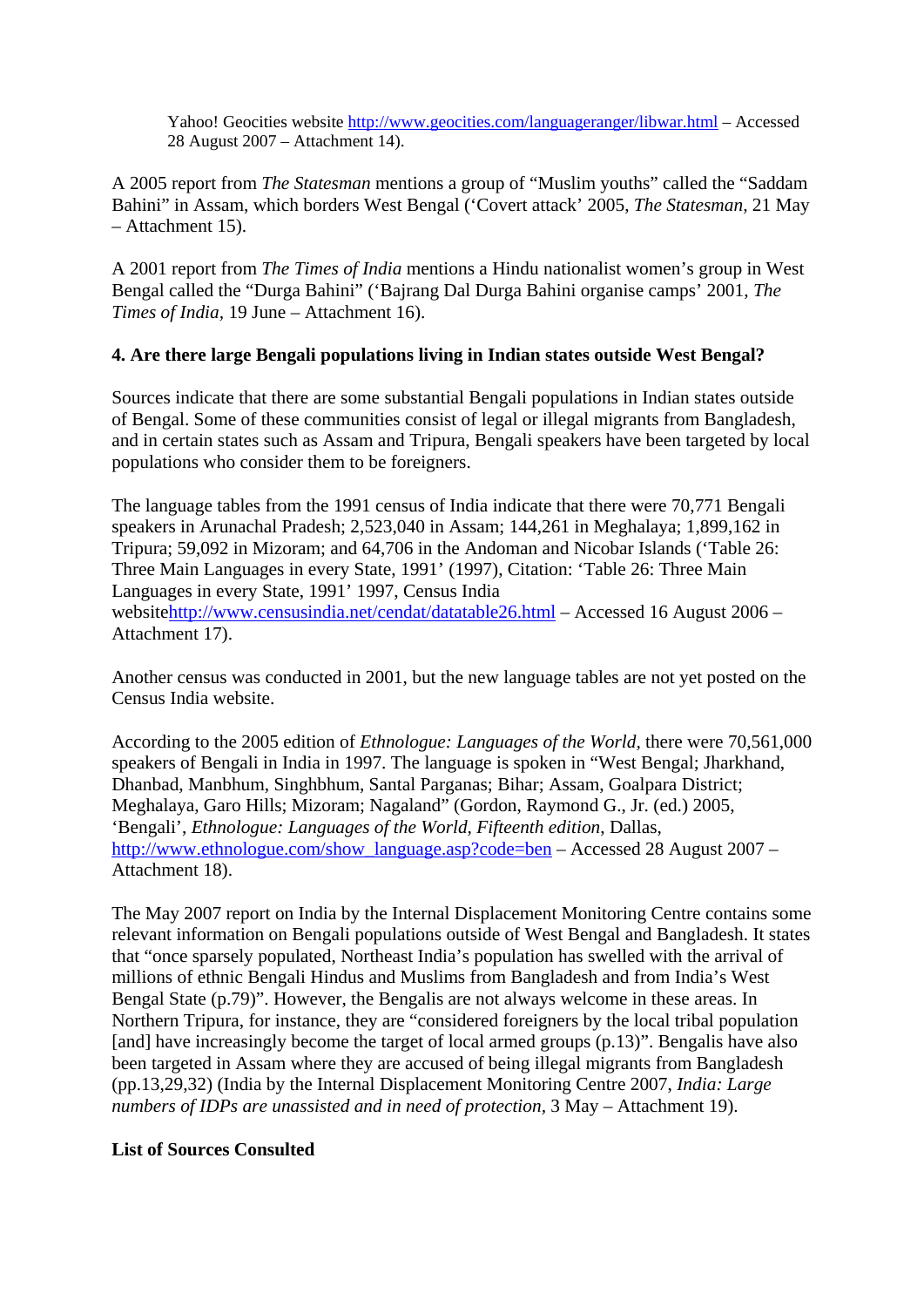Yahoo! Geocities website http://www.geocities.com/languageranger/libwar.html – Accessed 28 August 2007 – Attachment 14).

A 2005 report from *The Statesman* mentions a group of "Muslim youths" called the "Saddam Bahini" in Assam, which borders West Bengal ('Covert attack' 2005, *The Statesman*, 21 May – Attachment 15).

A 2001 report from *The Times of India* mentions a Hindu nationalist women's group in West Bengal called the "Durga Bahini" ('Bajrang Dal Durga Bahini organise camps' 2001, *The Times of India*, 19 June – Attachment 16).

**4. Are there large Bengali populations living in Indian states outside West Bengal?**

Sources indicate that there are some substantial Bengali populations in Indian states outside of Bengal. Some of these communities consist of legal or illegal migrants from Bangladesh, and in certain states such as Assam and Tripura, Bengali speakers have been targeted by local populations who consider them to be foreigners.

The language tables from the 1991 census of India indicate that there were 70,771 Bengali speakers in Arunachal Pradesh; 2,523,040 in Assam; 144,261 in Meghalaya; 1,899,162 in Tripura; 59,092 in Mizoram; and 64,706 in the Andoman and Nicobar Islands ('Table 26: Three Main Languages in every State, 1991' (1997), Citation: 'Table 26: Three Main Languages in every State, 1991' 1997, Census India websitehttp://www.censusindia.net/cendat/datatable26.html – Accessed 16 August 2006 – Attachment 17).

Another census was conducted in 2001, but the new language tables are not yet posted on the Census India website.

According to the 2005 edition of *Ethnologue: Languages of the World*, there were 70,561,000 speakers of Bengali in India in 1997. The language is spoken in "West Bengal; Jharkhand, Dhanbad, Manbhum, Singhbhum, Santal Parganas; Bihar; Assam, Goalpara District; Meghalaya, Garo Hills; Mizoram; Nagaland" (Gordon, Raymond G., Jr. (ed.) 2005, 'Bengali', *Ethnologue: Languages of the World, Fifteenth edition*, Dallas, http://www.ethnologue.com/show_language.asp?code=ben – Accessed 28 August 2007 – Attachment 18).

The May 2007 report on India by the Internal Displacement Monitoring Centre contains some relevant information on Bengali populations outside of West Bengal and Bangladesh. It states that "once sparsely populated, Northeast India's population has swelled with the arrival of millions of ethnic Bengali Hindus and Muslims from Bangladesh and from India's West Bengal State (p.79)". However, the Bengalis are not always welcome in these areas. In Northern Tripura, for instance, they are "considered foreigners by the local tribal population [and] have increasingly become the target of local armed groups (p.13)". Bengalis have also been targeted in Assam where they are accused of being illegal migrants from Bangladesh (pp.13,29,32) (India by the Internal Displacement Monitoring Centre 2007, *India: Large numbers of IDPs are unassisted and in need of protection*, 3 May – Attachment 19).

**List of Sources Consulted**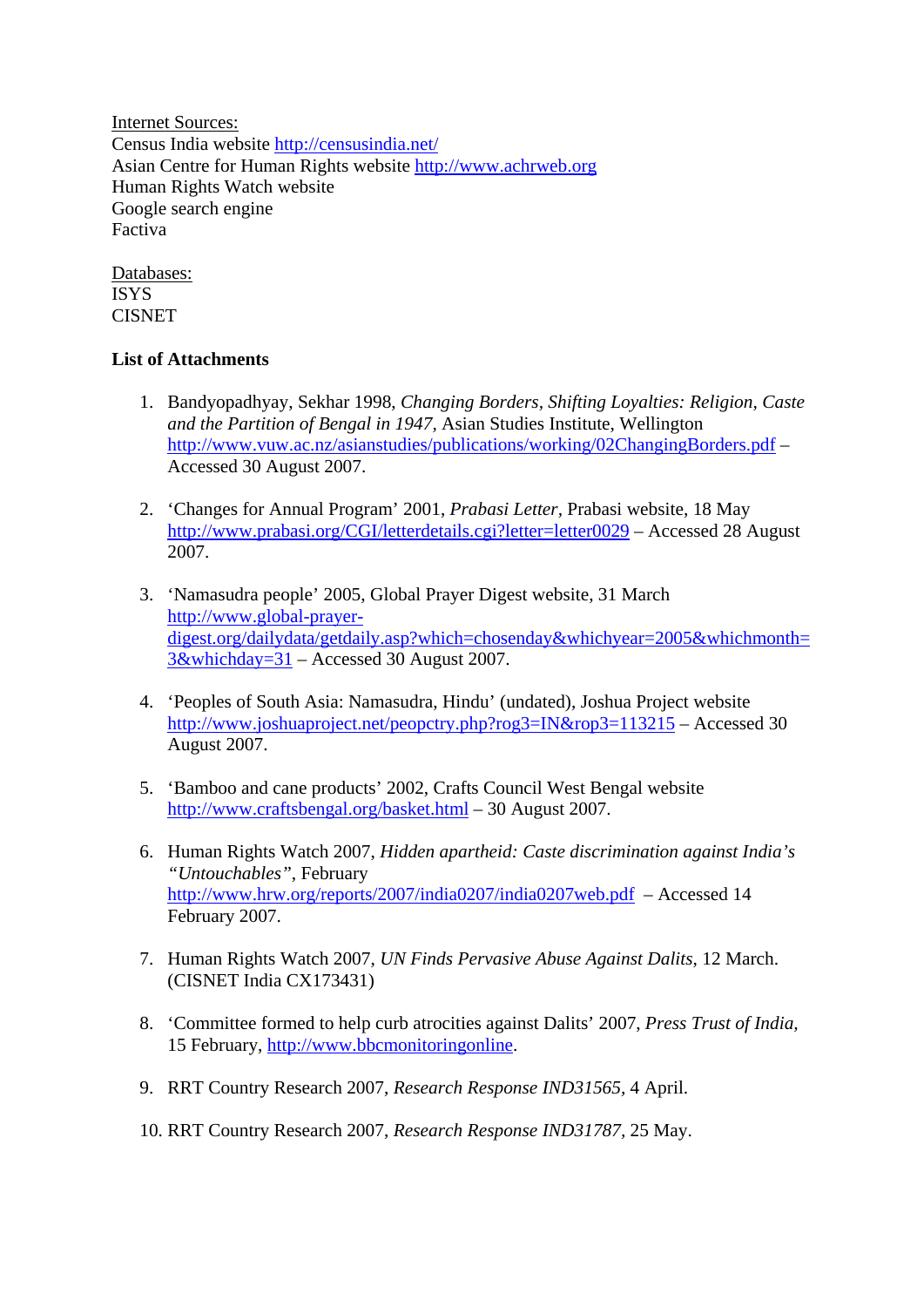Internet Sources:
Census India website http://censusindia.net/
Asian Centre for Human Rights website http://www.achrweb.org
Human Rights Watch website
Google search engine
Factiva

Databases:
ISYS
CISNET

**List of Attachments**

1. Bandyopadhyay, Sekhar 1998, *Changing Borders, Shifting Loyalties: Religion, Caste and the Partition of Bengal in 1947*, Asian Studies Institute, Wellington http://www.vuw.ac.nz/asianstudies/publications/working/02ChangingBorders.pdf – Accessed 30 August 2007.

2. 'Changes for Annual Program' 2001, *Prabasi Letter*, Prabasi website, 18 May http://www.prabasi.org/CGI/letterdetails.cgi?letter=letter0029 – Accessed 28 August 2007.

3. 'Namasudra people' 2005, Global Prayer Digest website, 31 March http://www.global-prayer-digest.org/dailydata/getdaily.asp?which=chosenday&whichyear=2005&whichmonth=3&whichday=31 – Accessed 30 August 2007.

4. 'Peoples of South Asia: Namasudra, Hindu' (undated), Joshua Project website http://www.joshuaproject.net/peopctry.php?rog3=IN&rop3=113215 – Accessed 30 August 2007.

5. 'Bamboo and cane products' 2002, Crafts Council West Bengal website http://www.craftsbengal.org/basket.html – 30 August 2007.

6. Human Rights Watch 2007, *Hidden apartheid: Caste discrimination against India's "Untouchables"*, February http://www.hrw.org/reports/2007/india0207/india0207web.pdf – Accessed 14 February 2007.

7. Human Rights Watch 2007, *UN Finds Pervasive Abuse Against Dalits*, 12 March. (CISNET India CX173431)

8. 'Committee formed to help curb atrocities against Dalits' 2007, *Press Trust of India*, 15 February, http://www.bbcmonitoringonline.

9. RRT Country Research 2007, *Research Response IND31565*, 4 April.

10. RRT Country Research 2007, *Research Response IND31787*, 25 May.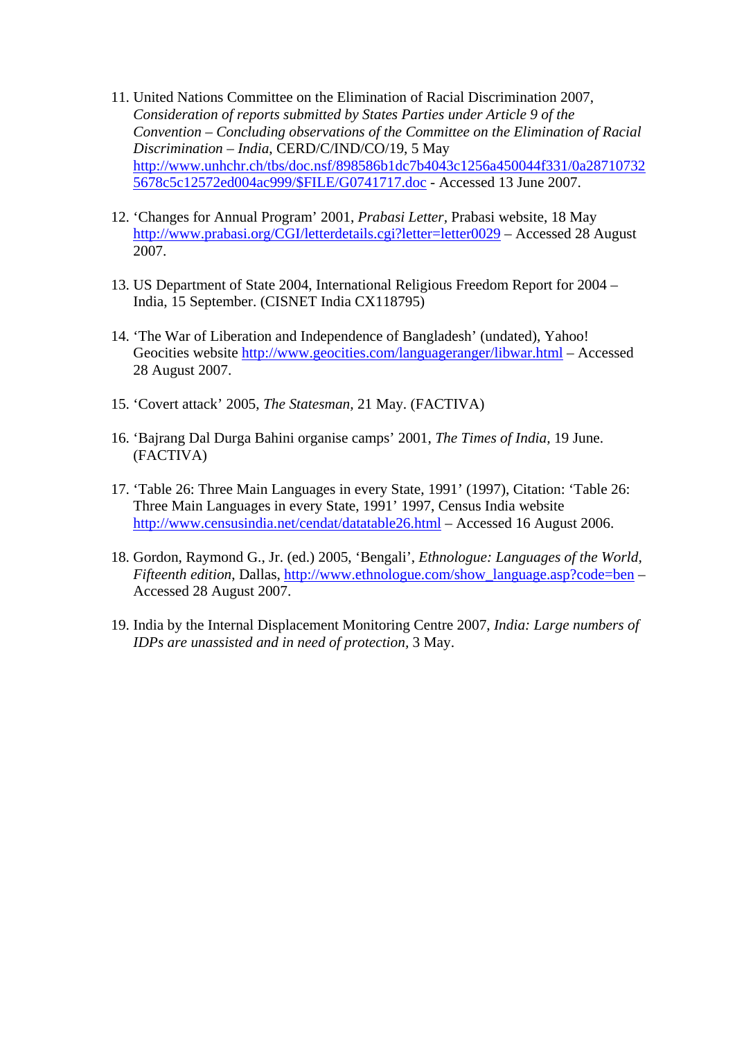11. United Nations Committee on the Elimination of Racial Discrimination 2007, *Consideration of reports submitted by States Parties under Article 9 of the Convention – Concluding observations of the Committee on the Elimination of Racial Discrimination – India*, CERD/C/IND/CO/19, 5 May http://www.unhchr.ch/tbs/doc.nsf/898586b1dc7b4043c1256a450044f331/0a287107325678c5c12572ed004ac999/$FILE/G0741717.doc - Accessed 13 June 2007.

12. 'Changes for Annual Program' 2001, *Prabasi Letter*, Prabasi website, 18 May http://www.prabasi.org/CGI/letterdetails.cgi?letter=letter0029 – Accessed 28 August 2007.

13. US Department of State 2004, International Religious Freedom Report for 2004 – India, 15 September. (CISNET India CX118795)

14. 'The War of Liberation and Independence of Bangladesh' (undated), Yahoo! Geocities website http://www.geocities.com/languageranger/libwar.html – Accessed 28 August 2007.

15. 'Covert attack' 2005, *The Statesman*, 21 May. (FACTIVA)

16. 'Bajrang Dal Durga Bahini organise camps' 2001, *The Times of India*, 19 June. (FACTIVA)

17. 'Table 26: Three Main Languages in every State, 1991' (1997), Citation: 'Table 26: Three Main Languages in every State, 1991' 1997, Census India website http://www.censusindia.net/cendat/datatable26.html – Accessed 16 August 2006.

18. Gordon, Raymond G., Jr. (ed.) 2005, 'Bengali', *Ethnologue: Languages of the World*, *Fifteenth edition*, Dallas, http://www.ethnologue.com/show_language.asp?code=ben – Accessed 28 August 2007.

19. India by the Internal Displacement Monitoring Centre 2007, *India: Large numbers of IDPs are unassisted and in need of protection*, 3 May.